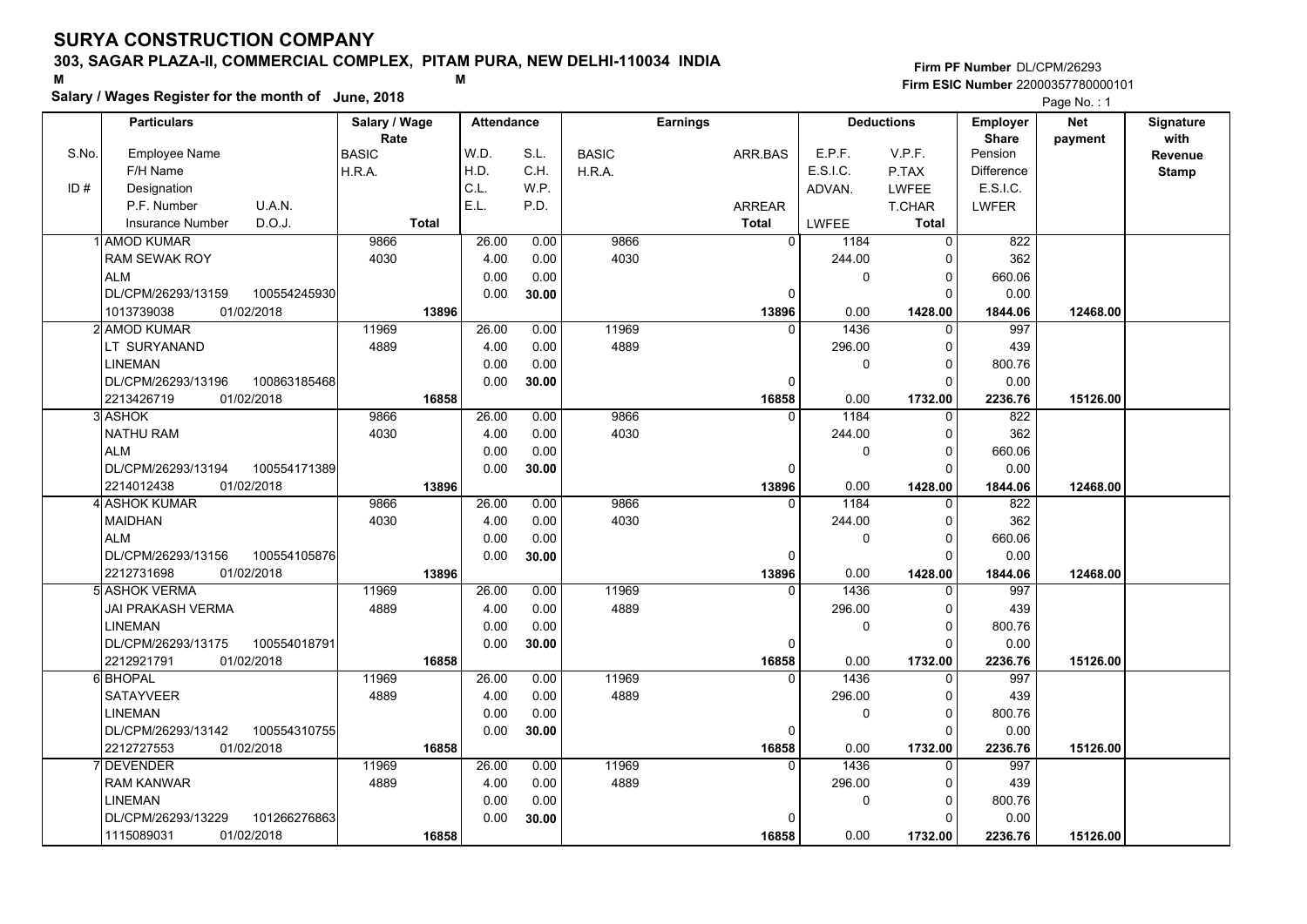# SURYA CONSTRUCTION COMPANY

## 303, SAGAR PLAZA-II, COMMERCIAL COMPLEX, PITAM PURA, NEW DELHI-110034 INDIA

M M

**Salary / Wages Register for the month of June, 2018**

Firm PF Number DL/CPM/26293
Firm ESIC Number 22000357780000101

| S.No. / ID # | Employee Name / F/H Name / Designation / P.F. Number / U.A.N. / Insurance Number / D.O.J. | Salary / Wage Rate: BASIC / H.R.A. / Total | Attendance: W.D. / H.D. / C.L. / E.L. | Attendance: S.L. / C.H. / W.P. / P.D. | Earnings: BASIC / H.R.A. | Earnings: ARR.BAS / ARREAR / Total | Deductions: E.P.F. / E.S.I.C. / ADVAN. / LWFEE | Deductions: V.P.F. / P.TAX / LWFEE / T.CHAR / Total | Employer Share: Pension / Difference / E.S.I.C. / LWFER | Net payment | Signature with Revenue Stamp |
|---|---|---|---|---|---|---|---|---|---|---|---|
| 1 | AMOD KUMAR / RAM SEWAK ROY / ALM / DL/CPM/26293/13159 100554245930 / 1013739038 01/02/2018 | 9866 / 4030 / 13896 | 26.00 / 4.00 / 0.00 / 0.00 | 0.00 / 0.00 / 0.00 / 30.00 | 9866 / 4030 | 0 / 0 / 13896 | 1184 / 244.00 / 0 / 0.00 | 0 / 0 / 0 / 0 / 1428.00 | 822 / 362 / 660.06 / 0.00 / 1844.06 | 12468.00 | |
| 2 | AMOD KUMAR / LT SURYANAND / LINEMAN / DL/CPM/26293/13196 100863185468 / 2213426719 01/02/2018 | 11969 / 4889 / 16858 | 26.00 / 4.00 / 0.00 / 0.00 | 0.00 / 0.00 / 0.00 / 30.00 | 11969 / 4889 | 0 / 0 / 16858 | 1436 / 296.00 / 0 / 0.00 | 0 / 0 / 0 / 0 / 1732.00 | 997 / 439 / 800.76 / 0.00 / 2236.76 | 15126.00 | |
| 3 | ASHOK / NATHU RAM / ALM / DL/CPM/26293/13194 100554171389 / 2214012438 01/02/2018 | 9866 / 4030 / 13896 | 26.00 / 4.00 / 0.00 / 0.00 | 0.00 / 0.00 / 0.00 / 30.00 | 9866 / 4030 | 0 / 0 / 13896 | 1184 / 244.00 / 0 / 0.00 | 0 / 0 / 0 / 0 / 1428.00 | 822 / 362 / 660.06 / 0.00 / 1844.06 | 12468.00 | |
| 4 | ASHOK KUMAR / MAIDHAN / ALM / DL/CPM/26293/13156 100554105876 / 2212731698 01/02/2018 | 9866 / 4030 / 13896 | 26.00 / 4.00 / 0.00 / 0.00 | 0.00 / 0.00 / 0.00 / 30.00 | 9866 / 4030 | 0 / 0 / 13896 | 1184 / 244.00 / 0 / 0.00 | 0 / 0 / 0 / 0 / 1428.00 | 822 / 362 / 660.06 / 0.00 / 1844.06 | 12468.00 | |
| 5 | ASHOK VERMA / JAI PRAKASH VERMA / LINEMAN / DL/CPM/26293/13175 100554018791 / 2212921791 01/02/2018 | 11969 / 4889 / 16858 | 26.00 / 4.00 / 0.00 / 0.00 | 0.00 / 0.00 / 0.00 / 30.00 | 11969 / 4889 | 0 / 0 / 16858 | 1436 / 296.00 / 0 / 0.00 | 0 / 0 / 0 / 0 / 1732.00 | 997 / 439 / 800.76 / 0.00 / 2236.76 | 15126.00 | |
| 6 | BHOPAL / SATAYVEER / LINEMAN / DL/CPM/26293/13142 100554310755 / 2212727553 01/02/2018 | 11969 / 4889 / 16858 | 26.00 / 4.00 / 0.00 / 0.00 | 0.00 / 0.00 / 0.00 / 30.00 | 11969 / 4889 | 0 / 0 / 16858 | 1436 / 296.00 / 0 / 0.00 | 0 / 0 / 0 / 0 / 1732.00 | 997 / 439 / 800.76 / 0.00 / 2236.76 | 15126.00 | |
| 7 | DEVENDER / RAM KANWAR / LINEMAN / DL/CPM/26293/13229 101266276863 / 1115089031 01/02/2018 | 11969 / 4889 / 16858 | 26.00 / 4.00 / 0.00 / 0.00 | 0.00 / 0.00 / 0.00 / 30.00 | 11969 / 4889 | 0 / 0 / 16858 | 1436 / 296.00 / 0 / 0.00 | 0 / 0 / 0 / 0 / 1732.00 | 997 / 439 / 800.76 / 0.00 / 2236.76 | 15126.00 | |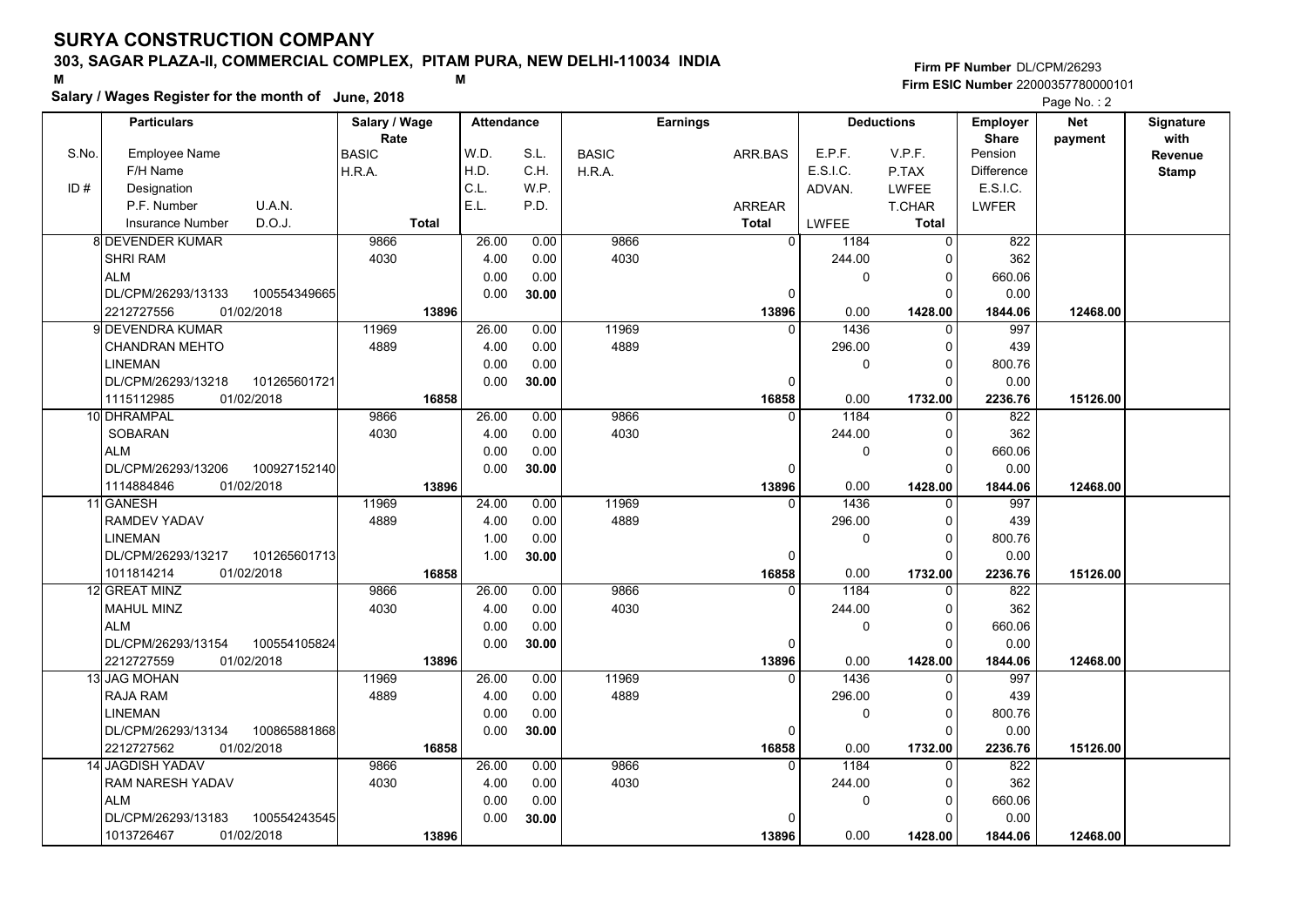# SURYA CONSTRUCTION COMPANY

**303, SAGAR PLAZA-II, COMMERCIAL COMPLEX, PITAM PURA, NEW DELHI-110034 INDIA**

M M

**Salary / Wages Register for the month of June, 2018**

**Firm PF Number** DL/CPM/26293
**Firm ESIC Number** 22000357780000101

Page No. : 2

| S.No. | Particulars: Employee Name / F/H Name / Designation / P.F. Number, U.A.N. / Insurance Number, D.O.J. | Salary / Wage Rate: BASIC / H.R.A. / Total | Attendance: W.D. / H.D. / C.L. / E.L. | S.L. / C.H. / W.P. / P.D. | Earnings: BASIC / H.R.A. | ARR.BAS / ARREAR / Total | Deductions: E.P.F. / E.S.I.C. / ADVAN. / LWFEE | V.P.F. / P.TAX / LWFEE / T.CHAR / Total | Employer Share: Pension / Difference / E.S.I.C. / LWFER | Net payment | Signature with Revenue Stamp |
|---|---|---|---|---|---|---|---|---|---|---|---|
| 8 | DEVENDER KUMAR<br>SHRI RAM<br>ALM<br>DL/CPM/26293/13133 100554349665<br>2212727556 01/02/2018 | 9866<br>4030<br>**13896** | 26.00<br>4.00<br>0.00<br>0.00 | 0.00<br>0.00<br>0.00<br>**30.00** | 9866<br>4030 | 0<br>0<br>**13896** | 1184<br>244.00<br>0<br>0.00 | 0<br>0<br>0<br>0<br>**1428.00** | 822<br>362<br>660.06<br>0.00<br>**1844.06** | **12468.00** | |
| 9 | DEVENDRA KUMAR<br>CHANDRAN MEHTO<br>LINEMAN<br>DL/CPM/26293/13218 101265601721<br>1115112985 01/02/2018 | 11969<br>4889<br>**16858** | 26.00<br>4.00<br>0.00<br>0.00 | 0.00<br>0.00<br>0.00<br>**30.00** | 11969<br>4889 | 0<br>0<br>**16858** | 1436<br>296.00<br>0<br>0.00 | 0<br>0<br>0<br>0<br>**1732.00** | 997<br>439<br>800.76<br>0.00<br>**2236.76** | **15126.00** | |
| 10 | DHRAMPAL<br>SOBARAN<br>ALM<br>DL/CPM/26293/13206 100927152140<br>1114884846 01/02/2018 | 9866<br>4030<br>**13896** | 26.00<br>4.00<br>0.00<br>0.00 | 0.00<br>0.00<br>0.00<br>**30.00** | 9866<br>4030 | 0<br>0<br>**13896** | 1184<br>244.00<br>0<br>0.00 | 0<br>0<br>0<br>0<br>**1428.00** | 822<br>362<br>660.06<br>0.00<br>**1844.06** | **12468.00** | |
| 11 | GANESH<br>RAMDEV YADAV<br>LINEMAN<br>DL/CPM/26293/13217 101265601713<br>1011814214 01/02/2018 | 11969<br>4889<br>**16858** | 24.00<br>4.00<br>1.00<br>1.00 | 0.00<br>0.00<br>0.00<br>**30.00** | 11969<br>4889 | 0<br>0<br>**16858** | 1436<br>296.00<br>0<br>0.00 | 0<br>0<br>0<br>0<br>**1732.00** | 997<br>439<br>800.76<br>0.00<br>**2236.76** | **15126.00** | |
| 12 | GREAT MINZ<br>MAHUL MINZ<br>ALM<br>DL/CPM/26293/13154 100554105824<br>2212727559 01/02/2018 | 9866<br>4030<br>**13896** | 26.00<br>4.00<br>0.00<br>0.00 | 0.00<br>0.00<br>0.00<br>**30.00** | 9866<br>4030 | 0<br>0<br>**13896** | 1184<br>244.00<br>0<br>0.00 | 0<br>0<br>0<br>0<br>**1428.00** | 822<br>362<br>660.06<br>0.00<br>**1844.06** | **12468.00** | |
| 13 | JAG MOHAN<br>RAJA RAM<br>LINEMAN<br>DL/CPM/26293/13134 100865881868<br>2212727562 01/02/2018 | 11969<br>4889<br>**16858** | 26.00<br>4.00<br>0.00<br>0.00 | 0.00<br>0.00<br>0.00<br>**30.00** | 11969<br>4889 | 0<br>0<br>**16858** | 1436<br>296.00<br>0<br>0.00 | 0<br>0<br>0<br>0<br>**1732.00** | 997<br>439<br>800.76<br>0.00<br>**2236.76** | **15126.00** | |
| 14 | JAGDISH YADAV<br>RAM NARESH YADAV<br>ALM<br>DL/CPM/26293/13183 100554243545<br>1013726467 01/02/2018 | 9866<br>4030<br>**13896** | 26.00<br>4.00<br>0.00<br>0.00 | 0.00<br>0.00<br>0.00<br>**30.00** | 9866<br>4030 | 0<br>0<br>**13896** | 1184<br>244.00<br>0<br>0.00 | 0<br>0<br>0<br>0<br>**1428.00** | 822<br>362<br>660.06<br>0.00<br>**1844.06** | **12468.00** | |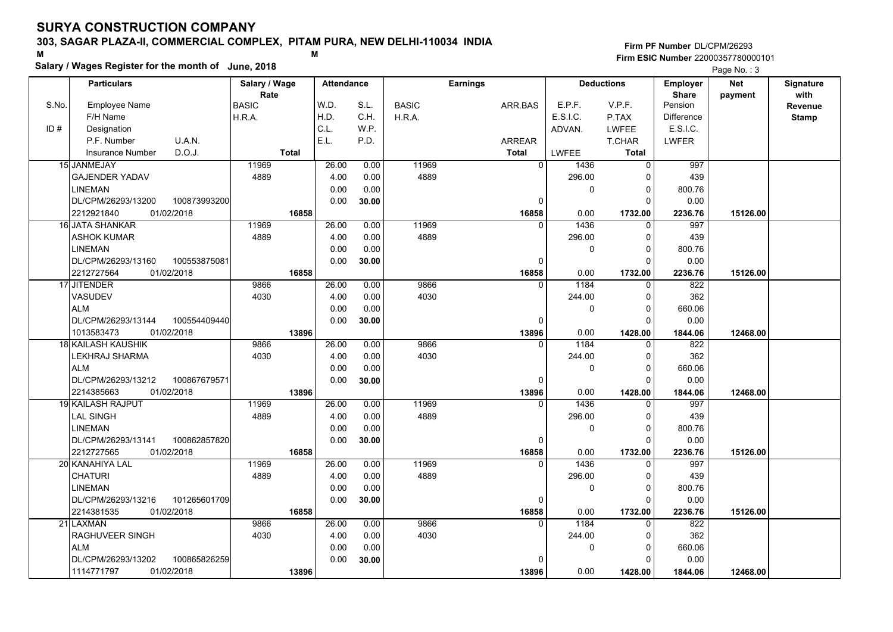# SURYA CONSTRUCTION COMPANY

**303, SAGAR PLAZA-II, COMMERCIAL COMPLEX, PITAM PURA, NEW DELHI-110034 INDIA**

M M

**Salary / Wages Register for the month of June, 2018**

**Firm PF Number** DL/CPM/26293
**Firm ESIC Number** 22000357780000101

| S.No. / ID # | Employee Name / F/H Name / Designation / P.F. Number / U.A.N. / Insurance Number / D.O.J. | Salary / Wage Rate: BASIC / H.R.A. / Total | W.D. / H.D. / C.L. / E.L. | S.L. / C.H. / W.P. / P.D. | BASIC / H.R.A. | ARR.BAS / ARREAR / Total | E.P.F. / E.S.I.C. / ADVAN. / LWFEE | V.P.F. / P.TAX / LWFEE / T.CHAR / Total | Employer Share: Pension / Difference / E.S.I.C. / LWFER | Net payment | Signature with Revenue Stamp |
|---|---|---|---|---|---|---|---|---|---|---|---|
| 15 | JANMEJAY<br>GAJENDER YADAV<br>LINEMAN<br>DL/CPM/26293/13200 100873993200<br>2212921840 01/02/2018 | 11969<br>4889<br>16858 | 26.00<br>4.00<br>0.00<br>0.00 | 0.00<br>0.00<br>0.00<br>30.00 | 11969<br>4889 | 0<br>0<br>16858 | 1436<br>296.00<br>0<br>0.00 | 0<br>0<br>0<br>0<br>1732.00 | 997<br>439<br>800.76<br>0.00<br>2236.76 | 15126.00 | |
| 16 | JATA SHANKAR<br>ASHOK KUMAR<br>LINEMAN<br>DL/CPM/26293/13160 100553875081<br>2212727564 01/02/2018 | 11969<br>4889<br>16858 | 26.00<br>4.00<br>0.00<br>0.00 | 0.00<br>0.00<br>0.00<br>30.00 | 11969<br>4889 | 0<br>0<br>16858 | 1436<br>296.00<br>0<br>0.00 | 0<br>0<br>0<br>0<br>1732.00 | 997<br>439<br>800.76<br>0.00<br>2236.76 | 15126.00 | |
| 17 | JITENDER<br>VASUDEV<br>ALM<br>DL/CPM/26293/13144 100554409440<br>1013583473 01/02/2018 | 9866<br>4030<br>13896 | 26.00<br>4.00<br>0.00<br>0.00 | 0.00<br>0.00<br>0.00<br>30.00 | 9866<br>4030 | 0<br>0<br>13896 | 1184<br>244.00<br>0<br>0.00 | 0<br>0<br>0<br>0<br>1428.00 | 822<br>362<br>660.06<br>0.00<br>1844.06 | 12468.00 | |
| 18 | KAILASH KAUSHIK<br>LEKHRAJ SHARMA<br>ALM<br>DL/CPM/26293/13212 100867679571<br>2214385663 01/02/2018 | 9866<br>4030<br>13896 | 26.00<br>4.00<br>0.00<br>0.00 | 0.00<br>0.00<br>0.00<br>30.00 | 9866<br>4030 | 0<br>0<br>13896 | 1184<br>244.00<br>0<br>0.00 | 0<br>0<br>0<br>0<br>1428.00 | 822<br>362<br>660.06<br>0.00<br>1844.06 | 12468.00 | |
| 19 | KAILASH RAJPUT<br>LAL SINGH<br>LINEMAN<br>DL/CPM/26293/13141 100862857820<br>2212727565 01/02/2018 | 11969<br>4889<br>16858 | 26.00<br>4.00<br>0.00<br>0.00 | 0.00<br>0.00<br>0.00<br>30.00 | 11969<br>4889 | 0<br>0<br>16858 | 1436<br>296.00<br>0<br>0.00 | 0<br>0<br>0<br>0<br>1732.00 | 997<br>439<br>800.76<br>0.00<br>2236.76 | 15126.00 | |
| 20 | KANAHIYA LAL<br>CHATURI<br>LINEMAN<br>DL/CPM/26293/13216 101265601709<br>2214381535 01/02/2018 | 11969<br>4889<br>16858 | 26.00<br>4.00<br>0.00<br>0.00 | 0.00<br>0.00<br>0.00<br>30.00 | 11969<br>4889 | 0<br>0<br>16858 | 1436<br>296.00<br>0<br>0.00 | 0<br>0<br>0<br>0<br>1732.00 | 997<br>439<br>800.76<br>0.00<br>2236.76 | 15126.00 | |
| 21 | LAXMAN<br>RAGHUVEER SINGH<br>ALM<br>DL/CPM/26293/13202 100865826259<br>1114771797 01/02/2018 | 9866<br>4030<br>13896 | 26.00<br>4.00<br>0.00<br>0.00 | 0.00<br>0.00<br>0.00<br>30.00 | 9866<br>4030 | 0<br>0<br>13896 | 1184<br>244.00<br>0<br>0.00 | 0<br>0<br>0<br>0<br>1428.00 | 822<br>362<br>660.06<br>0.00<br>1844.06 | 12468.00 | |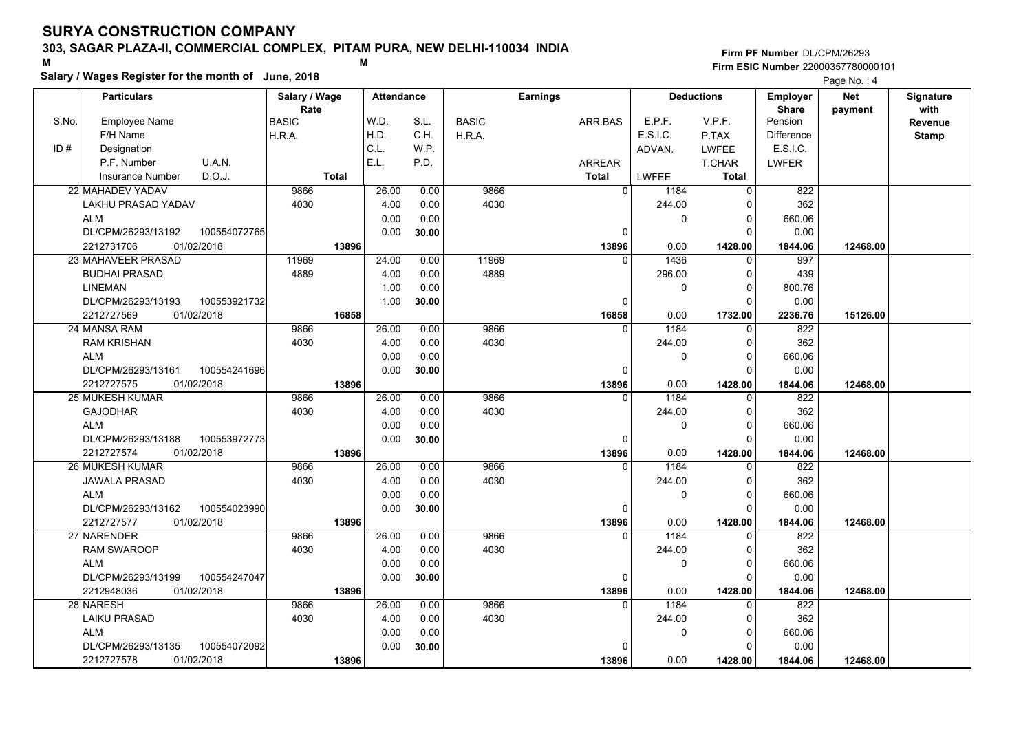# SURYA CONSTRUCTION COMPANY

## 303, SAGAR PLAZA-II, COMMERCIAL COMPLEX, PITAM PURA, NEW DELHI-110034 INDIA

M M

**Salary / Wages Register for the month of June, 2018**

**Firm PF Number** DL/CPM/26293
**Firm ESIC Number** 22000357780000101

| S.No. / ID # | Employee Name / F/H Name / Designation / P.F. Number / U.A.N. / Insurance Number / D.O.J. | Salary / Wage Rate: BASIC / H.R.A. / Total | Attendance: W.D. / H.D. / C.L. / E.L. | S.L. / C.H. / W.P. / P.D. | Earnings: BASIC / H.R.A. | ARR.BAS / ARREAR / Total | Deductions: E.P.F. / E.S.I.C. / ADVAN. / LWFEE | V.P.F. / P.TAX / LWFEE / T.CHAR / Total | Employer Share: Pension / Difference / E.S.I.C. / LWFER | Net payment | Signature with Revenue Stamp |
|---|---|---|---|---|---|---|---|---|---|---|---|
| 22 | MAHADEV YADAV / LAKHU PRASAD YADAV / ALM / DL/CPM/26293/13192 / 100554072765 / 2212731706 / 01/02/2018 | 9866 / 4030 / **13896** | 26.00 / 4.00 / 0.00 / 0.00 | 0.00 / 0.00 / 0.00 / **30.00** | 9866 / 4030 | 0 / 0 / **13896** | 1184 / 244.00 / 0 / 0.00 | 0 / 0 / 0 / 0 / **1428.00** | 822 / 362 / 660.06 / 0.00 / **1844.06** | **12468.00** | |
| 23 | MAHAVEER PRASAD / BUDHAI PRASAD / LINEMAN / DL/CPM/26293/13193 / 100553921732 / 2212727569 / 01/02/2018 | 11969 / 4889 / **16858** | 24.00 / 4.00 / 1.00 / 1.00 | 0.00 / 0.00 / 0.00 / **30.00** | 11969 / 4889 | 0 / 0 / **16858** | 1436 / 296.00 / 0 / 0.00 | 0 / 0 / 0 / 0 / **1732.00** | 997 / 439 / 800.76 / 0.00 / **2236.76** | **15126.00** | |
| 24 | MANSA RAM / RAM KRISHAN / ALM / DL/CPM/26293/13161 / 100554241696 / 2212727575 / 01/02/2018 | 9866 / 4030 / **13896** | 26.00 / 4.00 / 0.00 / 0.00 | 0.00 / 0.00 / 0.00 / **30.00** | 9866 / 4030 | 0 / 0 / **13896** | 1184 / 244.00 / 0 / 0.00 | 0 / 0 / 0 / 0 / **1428.00** | 822 / 362 / 660.06 / 0.00 / **1844.06** | **12468.00** | |
| 25 | MUKESH KUMAR / GAJODHAR / ALM / DL/CPM/26293/13188 / 100553972773 / 2212727574 / 01/02/2018 | 9866 / 4030 / **13896** | 26.00 / 4.00 / 0.00 / 0.00 | 0.00 / 0.00 / 0.00 / **30.00** | 9866 / 4030 | 0 / 0 / **13896** | 1184 / 244.00 / 0 / 0.00 | 0 / 0 / 0 / 0 / **1428.00** | 822 / 362 / 660.06 / 0.00 / **1844.06** | **12468.00** | |
| 26 | MUKESH KUMAR / JAWALA PRASAD / ALM / DL/CPM/26293/13162 / 100554023990 / 2212727577 / 01/02/2018 | 9866 / 4030 / **13896** | 26.00 / 4.00 / 0.00 / 0.00 | 0.00 / 0.00 / 0.00 / **30.00** | 9866 / 4030 | 0 / 0 / **13896** | 1184 / 244.00 / 0 / 0.00 | 0 / 0 / 0 / 0 / **1428.00** | 822 / 362 / 660.06 / 0.00 / **1844.06** | **12468.00** | |
| 27 | NARENDER / RAM SWAROOP / ALM / DL/CPM/26293/13199 / 100554247047 / 2212948036 / 01/02/2018 | 9866 / 4030 / **13896** | 26.00 / 4.00 / 0.00 / 0.00 | 0.00 / 0.00 / 0.00 / **30.00** | 9866 / 4030 | 0 / 0 / **13896** | 1184 / 244.00 / 0 / 0.00 | 0 / 0 / 0 / 0 / **1428.00** | 822 / 362 / 660.06 / 0.00 / **1844.06** | **12468.00** | |
| 28 | NARESH / LAIKU PRASAD / ALM / DL/CPM/26293/13135 / 100554072092 / 2212727578 / 01/02/2018 | 9866 / 4030 / **13896** | 26.00 / 4.00 / 0.00 / 0.00 | 0.00 / 0.00 / 0.00 / **30.00** | 9866 / 4030 | 0 / 0 / **13896** | 1184 / 244.00 / 0 / 0.00 | 0 / 0 / 0 / 0 / **1428.00** | 822 / 362 / 660.06 / 0.00 / **1844.06** | **12468.00** | |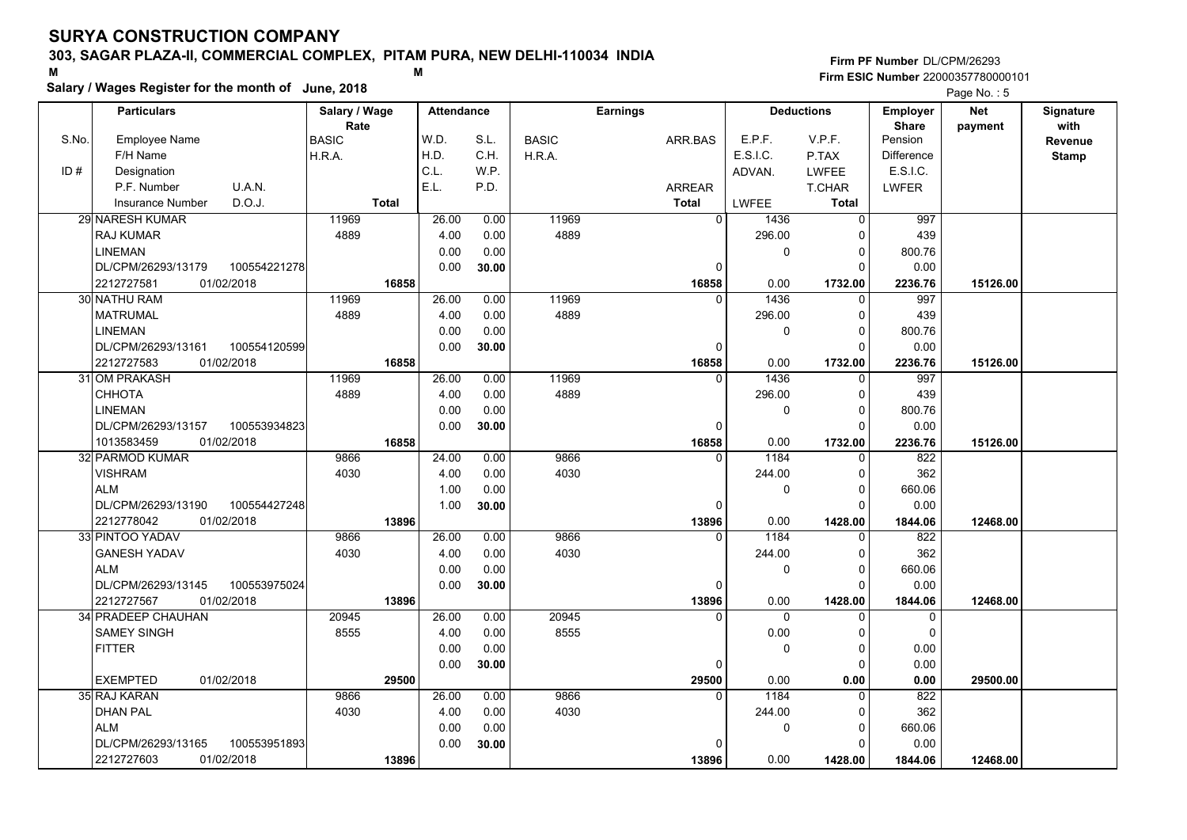# SURYA CONSTRUCTION COMPANY

**303, SAGAR PLAZA-II, COMMERCIAL COMPLEX, PITAM PURA, NEW DELHI-110034 INDIA**

**Salary / Wages Register for the month of June, 2018**

**Firm PF Number** DL/CPM/26293
**Firm ESIC Number** 22000357780000101

| S.No. / ID # | Particulars: Employee Name / F/H Name / Designation / P.F. Number, U.A.N. / Insurance Number, D.O.J. | Salary / Wage Rate: BASIC / H.R.A. / Total | Attendance: W.D. / H.D. / C.L. / E.L. | Attendance: S.L. / C.H. / W.P. / P.D. | Earnings: BASIC / H.R.A. | Earnings: ARR.BAS / ARREAR / Total | Deductions: E.P.F. / E.S.I.C. / ADVAN. / LWFEE | Deductions: V.P.F. / P.TAX / LWFEE / T.CHAR / Total | Employer Share: Pension / Difference / E.S.I.C. / LWFER | Net payment | Signature with Revenue Stamp |
|---|---|---|---|---|---|---|---|---|---|---|---|
| 29 | NARESH KUMAR<br>RAJ KUMAR<br>LINEMAN<br>DL/CPM/26293/13179 100554221278<br>2212727581 01/02/2018 | 11969<br>4889<br>16858 | 26.00<br>4.00<br>0.00<br>0.00 | 0.00<br>0.00<br>0.00<br>30.00 | 11969<br>4889 | 0<br>0<br>16858 | 1436<br>296.00<br>0<br>0.00 | 0<br>0<br>0<br>0<br>1732.00 | 997<br>439<br>800.76<br>0.00<br>2236.76 | 15126.00 | |
| 30 | NATHU RAM<br>MATRUMAL<br>LINEMAN<br>DL/CPM/26293/13161 100554120599<br>2212727583 01/02/2018 | 11969<br>4889<br>16858 | 26.00<br>4.00<br>0.00<br>0.00 | 0.00<br>0.00<br>0.00<br>30.00 | 11969<br>4889 | 0<br>0<br>16858 | 1436<br>296.00<br>0<br>0.00 | 0<br>0<br>0<br>0<br>1732.00 | 997<br>439<br>800.76<br>0.00<br>2236.76 | 15126.00 | |
| 31 | OM PRAKASH<br>CHHOTA<br>LINEMAN<br>DL/CPM/26293/13157 100553934823<br>1013583459 01/02/2018 | 11969<br>4889<br>16858 | 26.00<br>4.00<br>0.00<br>0.00 | 0.00<br>0.00<br>0.00<br>30.00 | 11969<br>4889 | 0<br>0<br>16858 | 1436<br>296.00<br>0<br>0.00 | 0<br>0<br>0<br>0<br>1732.00 | 997<br>439<br>800.76<br>0.00<br>2236.76 | 15126.00 | |
| 32 | PARMOD KUMAR<br>VISHRAM<br>ALM<br>DL/CPM/26293/13190 100554427248<br>2212778042 01/02/2018 | 9866<br>4030<br>13896 | 24.00<br>4.00<br>1.00<br>1.00 | 0.00<br>0.00<br>0.00<br>30.00 | 9866<br>4030 | 0<br>0<br>13896 | 1184<br>244.00<br>0<br>0.00 | 0<br>0<br>0<br>0<br>1428.00 | 822<br>362<br>660.06<br>0.00<br>1844.06 | 12468.00 | |
| 33 | PINTOO YADAV<br>GANESH YADAV<br>ALM<br>DL/CPM/26293/13145 100553975024<br>2212727567 01/02/2018 | 9866<br>4030<br>13896 | 26.00<br>4.00<br>0.00<br>0.00 | 0.00<br>0.00<br>0.00<br>30.00 | 9866<br>4030 | 0<br>0<br>13896 | 1184<br>244.00<br>0<br>0.00 | 0<br>0<br>0<br>0<br>1428.00 | 822<br>362<br>660.06<br>0.00<br>1844.06 | 12468.00 | |
| 34 | PRADEEP CHAUHAN<br>SAMEY SINGH<br>FITTER<br><br>EXEMPTED 01/02/2018 | 20945<br>8555<br>29500 | 26.00<br>4.00<br>0.00<br>0.00 | 0.00<br>0.00<br>0.00<br>30.00 | 20945<br>8555 | 0<br>0<br>29500 | 0<br>0.00<br>0<br>0.00 | 0<br>0<br>0<br>0<br>0.00 | 0<br>0<br>0.00<br>0.00<br>0.00 | 29500.00 | |
| 35 | RAJ KARAN<br>DHAN PAL<br>ALM<br>DL/CPM/26293/13165 100553951893<br>2212727603 01/02/2018 | 9866<br>4030<br>13896 | 26.00<br>4.00<br>0.00<br>0.00 | 0.00<br>0.00<br>0.00<br>30.00 | 9866<br>4030 | 0<br>0<br>13896 | 1184<br>244.00<br>0<br>0.00 | 0<br>0<br>0<br>0<br>1428.00 | 822<br>362<br>660.06<br>0.00<br>1844.06 | 12468.00 | |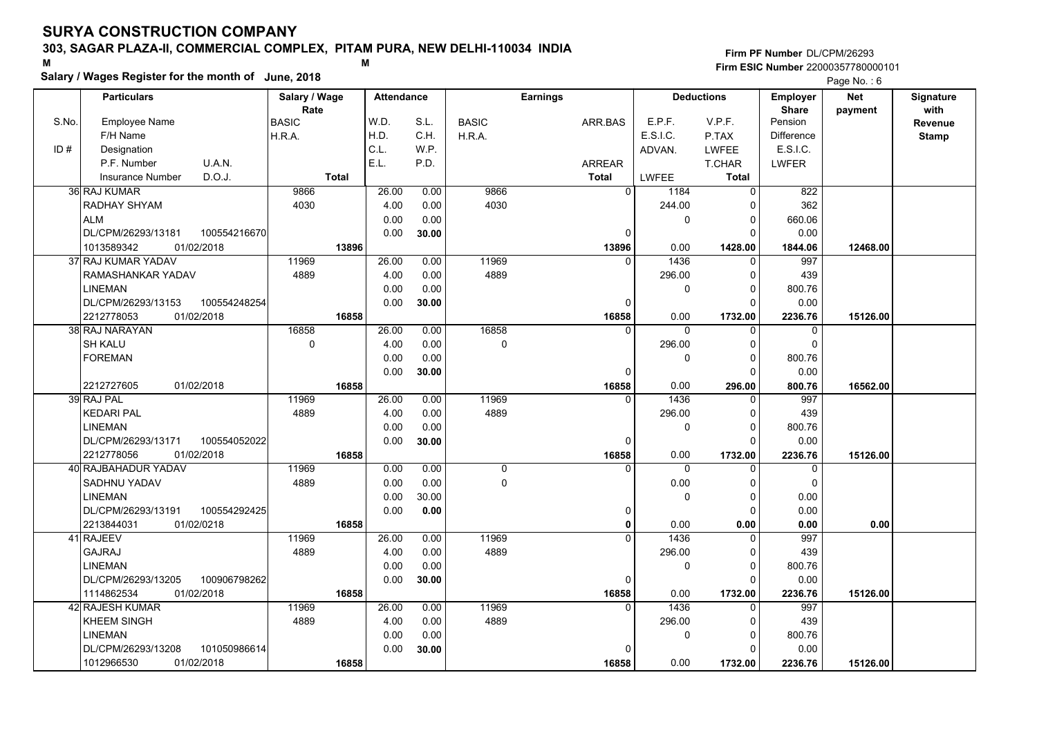# SURYA CONSTRUCTION COMPANY

**303, SAGAR PLAZA-II, COMMERCIAL COMPLEX, PITAM PURA, NEW DELHI-110034 INDIA**

M M

**Salary / Wages Register for the month of June, 2018**

**Firm PF Number** DL/CPM/26293
**Firm ESIC Number** 22000357780000101

Page No. : 6

| S.No. / ID # | Particulars: Employee Name / F/H Name / Designation / P.F. Number, U.A.N. / Insurance Number, D.O.J. | Salary / Wage Rate: BASIC / H.R.A. / Total | Attendance: W.D. / H.D. / C.L. / E.L. | Attendance: S.L. / C.H. / W.P. / P.D. | Earnings: BASIC / H.R.A. | Earnings: ARR.BAS / ARREAR / Total | Deductions: E.P.F. / E.S.I.C. / ADVAN. / LWFEE | Deductions: V.P.F. / P.TAX / LWFEE / T.CHAR / Total | Employer Share: Pension / Difference / E.S.I.C. / LWFER | Net payment | Signature with Revenue Stamp |
|---|---|---|---|---|---|---|---|---|---|---|---|
| 36 | RAJ KUMAR / RADHAY SHYAM / ALM / DL/CPM/26293/13181, 100554216670 / 1013589342, 01/02/2018 | 9866 / 4030 / 13896 | 26.00 / 4.00 / 0.00 / 0.00 | 0.00 / 0.00 / 0.00 / 30.00 | 9866 / 4030 | 0 / 0 / 13896 | 1184 / 244.00 / 0 / 0.00 | 0 / 0 / 0 / 0 / 1428.00 | 822 / 362 / 660.06 / 0.00 / 1844.06 | 12468.00 | |
| 37 | RAJ KUMAR YADAV / RAMASHANKAR YADAV / LINEMAN / DL/CPM/26293/13153, 100554248254 / 2212778053, 01/02/2018 | 11969 / 4889 / 16858 | 26.00 / 4.00 / 0.00 / 0.00 | 0.00 / 0.00 / 0.00 / 30.00 | 11969 / 4889 | 0 / 0 / 16858 | 1436 / 296.00 / 0 / 0.00 | 0 / 0 / 0 / 0 / 1732.00 | 997 / 439 / 800.76 / 0.00 / 2236.76 | 15126.00 | |
| 38 | RAJ NARAYAN / SH KALU / FOREMAN / / 2212727605, 01/02/2018 | 16858 / 0 / 16858 | 26.00 / 4.00 / 0.00 / 0.00 | 0.00 / 0.00 / 0.00 / 30.00 | 16858 / 0 | 0 / 0 / 16858 | 0 / 296.00 / 0 / 0.00 | 0 / 0 / 0 / 0 / 296.00 | 0 / 0 / 800.76 / 0.00 / 800.76 | 16562.00 | |
| 39 | RAJ PAL / KEDARI PAL / LINEMAN / DL/CPM/26293/13171, 100554052022 / 2212778056, 01/02/2018 | 11969 / 4889 / 16858 | 26.00 / 4.00 / 0.00 / 0.00 | 0.00 / 0.00 / 0.00 / 30.00 | 11969 / 4889 | 0 / 0 / 16858 | 1436 / 296.00 / 0 / 0.00 | 0 / 0 / 0 / 0 / 1732.00 | 997 / 439 / 800.76 / 0.00 / 2236.76 | 15126.00 | |
| 40 | RAJBAHADUR YADAV / SADHNU YADAV / LINEMAN / DL/CPM/26293/13191, 100554292425 / 2213844031, 01/02/0218 | 11969 / 4889 / 16858 | 0.00 / 0.00 / 0.00 / 0.00 | 0.00 / 0.00 / 30.00 / 0.00 | 0 / 0 | 0 / 0 / 0 | 0 / 0.00 / 0 / 0.00 | 0 / 0 / 0 / 0 / 0.00 | 0 / 0 / 0.00 / 0.00 / 0.00 | 0.00 | |
| 41 | RAJEEV / GAJRAJ / LINEMAN / DL/CPM/26293/13205, 100906798262 / 1114862534, 01/02/2018 | 11969 / 4889 / 16858 | 26.00 / 4.00 / 0.00 / 0.00 | 0.00 / 0.00 / 0.00 / 30.00 | 11969 / 4889 | 0 / 0 / 16858 | 1436 / 296.00 / 0 / 0.00 | 0 / 0 / 0 / 0 / 1732.00 | 997 / 439 / 800.76 / 0.00 / 2236.76 | 15126.00 | |
| 42 | RAJESH KUMAR / KHEEM SINGH / LINEMAN / DL/CPM/26293/13208, 101050986614 / 1012966530, 01/02/2018 | 11969 / 4889 / 16858 | 26.00 / 4.00 / 0.00 / 0.00 | 0.00 / 0.00 / 0.00 / 30.00 | 11969 / 4889 | 0 / 0 / 16858 | 1436 / 296.00 / 0 / 0.00 | 0 / 0 / 0 / 0 / 1732.00 | 997 / 439 / 800.76 / 0.00 / 2236.76 | 15126.00 | |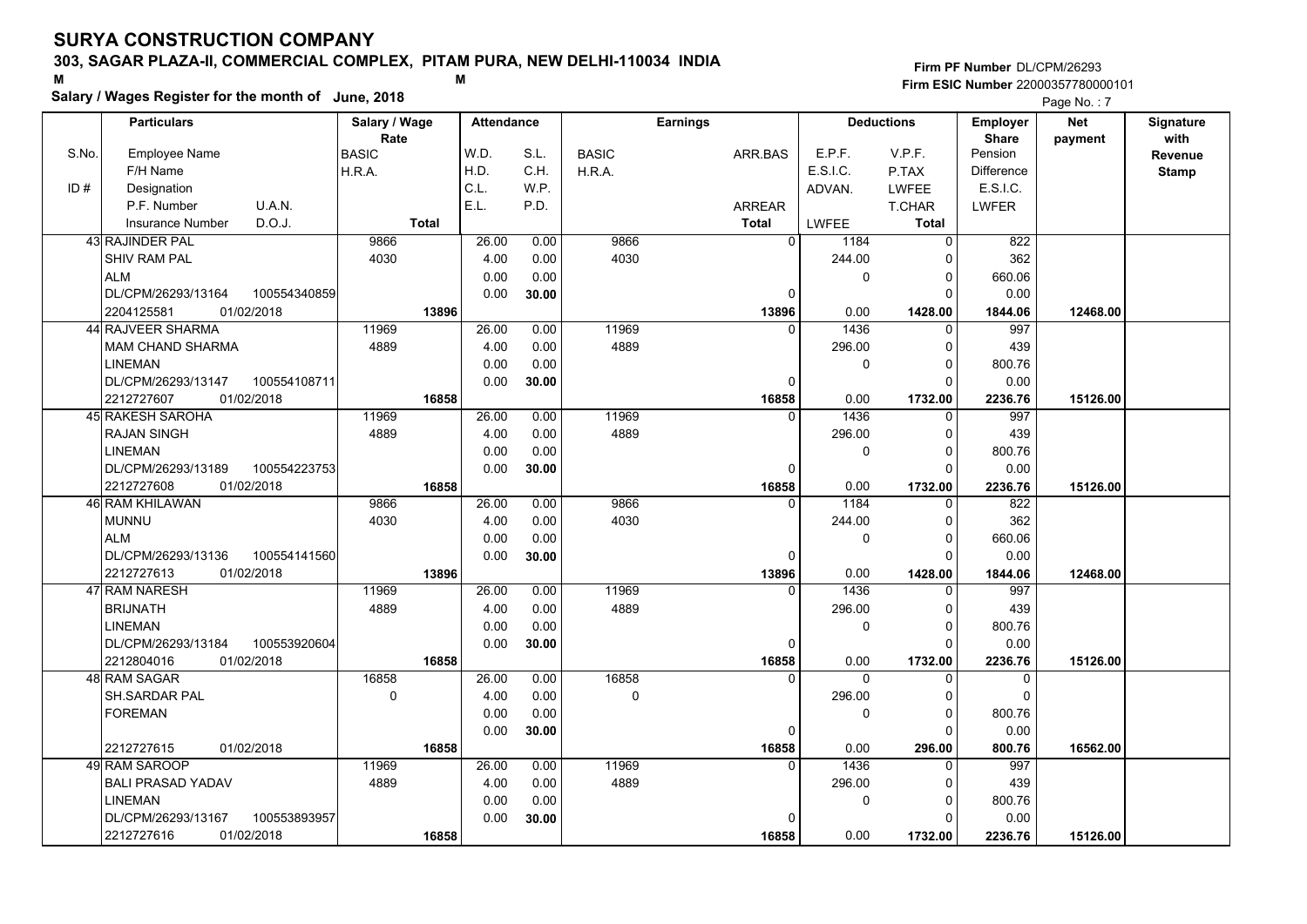# SURYA CONSTRUCTION COMPANY

## 303, SAGAR PLAZA-II, COMMERCIAL COMPLEX, PITAM PURA, NEW DELHI-110034 INDIA

**Salary / Wages Register for the month of June, 2018**

Firm PF Number DL/CPM/26293
Firm ESIC Number 22000357780000101

| S.No. | Particulars: Employee Name / F/H Name / Designation / P.F. Number / U.A.N. / Insurance Number / D.O.J. | Salary / Wage Rate: BASIC / H.R.A. / Total | Attendance: W.D. / H.D. / C.L. / E.L. | Attendance: S.L. / C.H. / W.P. / P.D. | Earnings: BASIC / H.R.A. | Earnings: ARR.BAS / ARREAR / Total | Deductions: E.P.F. / E.S.I.C. / ADVAN. / LWFEE | Deductions: V.P.F. / P.TAX / LWFEE / T.CHAR / Total | Employer Share: Pension / Difference / E.S.I.C. / LWFER | Net payment | Signature with Revenue Stamp |
|---|---|---|---|---|---|---|---|---|---|---|---|
| 43 | RAJINDER PAL<br>SHIV RAM PAL<br>ALM<br>DL/CPM/26293/13164 100554340859<br>2204125581 01/02/2018 | 9866<br>4030<br>13896 | 26.00<br>4.00<br>0.00<br>0.00 | 0.00<br>0.00<br>0.00<br>30.00 | 9866<br>4030 | 0<br>0<br>13896 | 1184<br>244.00<br>0<br>0.00 | 0<br>0<br>0<br>0<br>1428.00 | 822<br>362<br>660.06<br>0.00<br>1844.06 | 12468.00 | |
| 44 | RAJVEER SHARMA<br>MAM CHAND SHARMA<br>LINEMAN<br>DL/CPM/26293/13147 100554108711<br>2212727607 01/02/2018 | 11969<br>4889<br>16858 | 26.00<br>4.00<br>0.00<br>0.00 | 0.00<br>0.00<br>0.00<br>30.00 | 11969<br>4889 | 0<br>0<br>16858 | 1436<br>296.00<br>0<br>0.00 | 0<br>0<br>0<br>0<br>1732.00 | 997<br>439<br>800.76<br>0.00<br>2236.76 | 15126.00 | |
| 45 | RAKESH SAROHA<br>RAJAN SINGH<br>LINEMAN<br>DL/CPM/26293/13189 100554223753<br>2212727608 01/02/2018 | 11969<br>4889<br>16858 | 26.00<br>4.00<br>0.00<br>0.00 | 0.00<br>0.00<br>0.00<br>30.00 | 11969<br>4889 | 0<br>0<br>16858 | 1436<br>296.00<br>0<br>0.00 | 0<br>0<br>0<br>0<br>1732.00 | 997<br>439<br>800.76<br>0.00<br>2236.76 | 15126.00 | |
| 46 | RAM KHILAWAN<br>MUNNU<br>ALM<br>DL/CPM/26293/13136 100554141560<br>2212727613 01/02/2018 | 9866<br>4030<br>13896 | 26.00<br>4.00<br>0.00<br>0.00 | 0.00<br>0.00<br>0.00<br>30.00 | 9866<br>4030 | 0<br>0<br>13896 | 1184<br>244.00<br>0<br>0.00 | 0<br>0<br>0<br>0<br>1428.00 | 822<br>362<br>660.06<br>0.00<br>1844.06 | 12468.00 | |
| 47 | RAM NARESH<br>BRIJNATH<br>LINEMAN<br>DL/CPM/26293/13184 100553920604<br>2212804016 01/02/2018 | 11969<br>4889<br>16858 | 26.00<br>4.00<br>0.00<br>0.00 | 0.00<br>0.00<br>0.00<br>30.00 | 11969<br>4889 | 0<br>0<br>16858 | 1436<br>296.00<br>0<br>0.00 | 0<br>0<br>0<br>0<br>1732.00 | 997<br>439<br>800.76<br>0.00<br>2236.76 | 15126.00 | |
| 48 | RAM SAGAR<br>SH.SARDAR PAL<br>FOREMAN<br><br>2212727615 01/02/2018 | 16858<br>0<br>16858 | 26.00<br>4.00<br>0.00<br>0.00 | 0.00<br>0.00<br>0.00<br>30.00 | 16858<br>0 | 0<br>0<br>16858 | 0<br>296.00<br>0<br>0.00 | 0<br>0<br>0<br>0<br>296.00 | 0<br>0<br>800.76<br>0.00<br>800.76 | 16562.00 | |
| 49 | RAM SAROOP<br>BALI PRASAD YADAV<br>LINEMAN<br>DL/CPM/26293/13167 100553893957<br>2212727616 01/02/2018 | 11969<br>4889<br>16858 | 26.00<br>4.00<br>0.00<br>0.00 | 0.00<br>0.00<br>0.00<br>30.00 | 11969<br>4889 | 0<br>0<br>16858 | 1436<br>296.00<br>0<br>0.00 | 0<br>0<br>0<br>0<br>1732.00 | 997<br>439<br>800.76<br>0.00<br>2236.76 | 15126.00 | |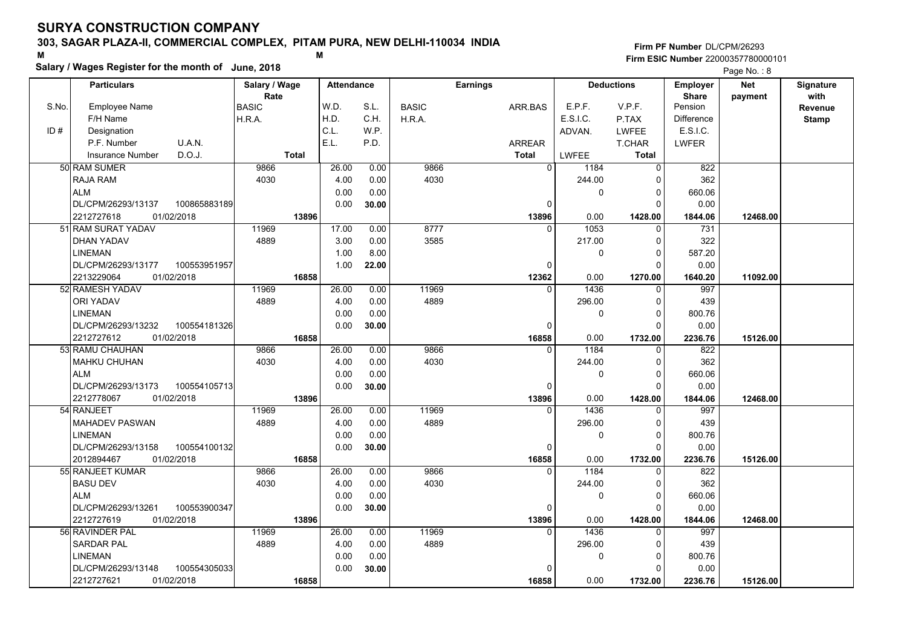# SURYA CONSTRUCTION COMPANY

## 303, SAGAR PLAZA-II, COMMERCIAL COMPLEX, PITAM PURA, NEW DELHI-110034 INDIA

**Firm PF Number** DL/CPM/26293
**Firm ESIC Number** 22000357780000101

**Salary / Wages Register for the month of June, 2018**

Page No. : 8

| S.No. | Particulars (Employee Name / F/H Name / Designation / P.F. Number, U.A.N. / Insurance Number, D.O.J.) | Salary / Wage Rate (BASIC / H.R.A. / Total) | Attendance (W.D. / H.D. / C.L. / E.L.) | Attendance (S.L. / C.H. / W.P. / P.D.) | Earnings (BASIC / H.R.A.) | Earnings (ARR.BAS / ARREAR / Total) | Deductions (E.P.F. / E.S.I.C. / ADVAN. / LWFEE) | Deductions (V.P.F. / P.TAX / LWFEE / T.CHAR / Total) | Employer Share (Pension / Difference / E.S.I.C. / LWFER) | Net payment | Signature with Revenue Stamp |
|---|---|---|---|---|---|---|---|---|---|---|---|
| 50 | RAM SUMER<br>RAJA RAM<br>ALM<br>DL/CPM/26293/13137 100865883189<br>2212727618 01/02/2018 | 9866<br>4030<br>**13896** | 26.00<br>4.00<br>0.00<br>0.00 | 0.00<br>0.00<br>0.00<br>**30.00** | 9866<br>4030 | 0<br>0<br>**13896** | 1184<br>244.00<br>0<br>0.00 | 0<br>0<br>0<br>0<br>**1428.00** | 822<br>362<br>660.06<br>0.00<br>**1844.06** | **12468.00** | |
| 51 | RAM SURAT YADAV<br>DHAN YADAV<br>LINEMAN<br>DL/CPM/26293/13177 100553951957<br>2213229064 01/02/2018 | 11969<br>4889<br>**16858** | 17.00<br>3.00<br>1.00<br>1.00 | 0.00<br>0.00<br>8.00<br>**22.00** | 8777<br>3585 | 0<br>0<br>**12362** | 1053<br>217.00<br>0<br>0.00 | 0<br>0<br>0<br>0<br>**1270.00** | 731<br>322<br>587.20<br>0.00<br>**1640.20** | **11092.00** | |
| 52 | RAMESH YADAV<br>ORI YADAV<br>LINEMAN<br>DL/CPM/26293/13232 100554181326<br>2212727612 01/02/2018 | 11969<br>4889<br>**16858** | 26.00<br>4.00<br>0.00<br>0.00 | 0.00<br>0.00<br>0.00<br>**30.00** | 11969<br>4889 | 0<br>0<br>**16858** | 1436<br>296.00<br>0<br>0.00 | 0<br>0<br>0<br>0<br>**1732.00** | 997<br>439<br>800.76<br>0.00<br>**2236.76** | **15126.00** | |
| 53 | RAMU CHAUHAN<br>MAHKU CHUHAN<br>ALM<br>DL/CPM/26293/13173 100554105713<br>2212778067 01/02/2018 | 9866<br>4030<br>**13896** | 26.00<br>4.00<br>0.00<br>0.00 | 0.00<br>0.00<br>0.00<br>**30.00** | 9866<br>4030 | 0<br>0<br>**13896** | 1184<br>244.00<br>0<br>0.00 | 0<br>0<br>0<br>0<br>**1428.00** | 822<br>362<br>660.06<br>0.00<br>**1844.06** | **12468.00** | |
| 54 | RANJEET<br>MAHADEV PASWAN<br>LINEMAN<br>DL/CPM/26293/13158 100554100132<br>2012894467 01/02/2018 | 11969<br>4889<br>**16858** | 26.00<br>4.00<br>0.00<br>0.00 | 0.00<br>0.00<br>0.00<br>**30.00** | 11969<br>4889 | 0<br>0<br>**16858** | 1436<br>296.00<br>0<br>0.00 | 0<br>0<br>0<br>0<br>**1732.00** | 997<br>439<br>800.76<br>0.00<br>**2236.76** | **15126.00** | |
| 55 | RANJEET KUMAR<br>BASU DEV<br>ALM<br>DL/CPM/26293/13261 100553900347<br>2212727619 01/02/2018 | 9866<br>4030<br>**13896** | 26.00<br>4.00<br>0.00<br>0.00 | 0.00<br>0.00<br>0.00<br>**30.00** | 9866<br>4030 | 0<br>0<br>**13896** | 1184<br>244.00<br>0<br>0.00 | 0<br>0<br>0<br>0<br>**1428.00** | 822<br>362<br>660.06<br>0.00<br>**1844.06** | **12468.00** | |
| 56 | RAVINDER PAL<br>SARDAR PAL<br>LINEMAN<br>DL/CPM/26293/13148 100554305033<br>2212727621 01/02/2018 | 11969<br>4889<br>**16858** | 26.00<br>4.00<br>0.00<br>0.00 | 0.00<br>0.00<br>0.00<br>**30.00** | 11969<br>4889 | 0<br>0<br>**16858** | 1436<br>296.00<br>0<br>0.00 | 0<br>0<br>0<br>0<br>**1732.00** | 997<br>439<br>800.76<br>0.00<br>**2236.76** | **15126.00** | |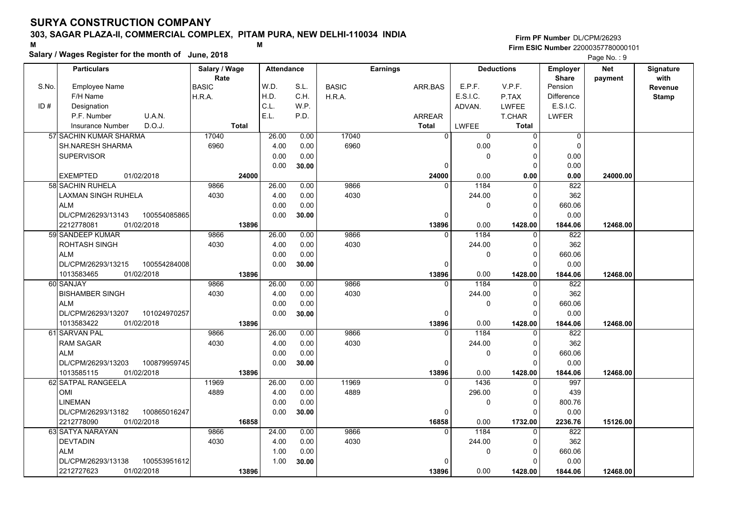# SURYA CONSTRUCTION COMPANY

## 303, SAGAR PLAZA-II, COMMERCIAL COMPLEX, PITAM PURA, NEW DELHI-110034 INDIA

**Salary / Wages Register for the month of June, 2018**

Firm PF Number DL/CPM/26293
Firm ESIC Number 22000357780000101

| S.No. | Employee Name / F/H Name / ID # Designation / P.F. Number U.A.N. / Insurance Number D.O.J. | Salary / Wage Rate: BASIC / H.R.A. / Total | W.D. / H.D. / C.L. / E.L. | S.L. / C.H. / W.P. / P.D. | Earnings: BASIC / H.R.A. | ARR.BAS / ARREAR / Total | E.P.F. / E.S.I.C. / ADVAN. / LWFEE | V.P.F. / P.TAX / LWFEE / T.CHAR / Total | Employer Share: Pension / Difference / E.S.I.C. / LWFER | Net payment | Signature with Revenue Stamp |
|---|---|---|---|---|---|---|---|---|---|---|---|
| 57 | SACHIN KUMAR SHARMA / SH.NARESH SHARMA / SUPERVISOR / EXEMPTED 01/02/2018 | 17040 / 6960 / 24000 | 26.00 / 4.00 / 0.00 / 0.00 | 0.00 / 0.00 / 0.00 / 30.00 | 17040 / 6960 | 0 / 0 / 24000 | 0 / 0.00 / 0 / 0.00 | 0 / 0 / 0 / 0 / 0.00 | 0 / 0 / 0.00 / 0.00 / 0.00 | 24000.00 | |
| 58 | SACHIN RUHELA / LAXMAN SINGH RUHELA / ALM / DL/CPM/26293/13143 100554085865 / 2212778081 01/02/2018 | 9866 / 4030 / 13896 | 26.00 / 4.00 / 0.00 / 0.00 | 0.00 / 0.00 / 0.00 / 30.00 | 9866 / 4030 | 0 / 0 / 13896 | 1184 / 244.00 / 0 / 0.00 | 0 / 0 / 0 / 0 / 1428.00 | 822 / 362 / 660.06 / 0.00 / 1844.06 | 12468.00 | |
| 59 | SANDEEP KUMAR / ROHTASH SINGH / ALM / DL/CPM/26293/13215 100554284008 / 1013583465 01/02/2018 | 9866 / 4030 / 13896 | 26.00 / 4.00 / 0.00 / 0.00 | 0.00 / 0.00 / 0.00 / 30.00 | 9866 / 4030 | 0 / 0 / 13896 | 1184 / 244.00 / 0 / 0.00 | 0 / 0 / 0 / 0 / 1428.00 | 822 / 362 / 660.06 / 0.00 / 1844.06 | 12468.00 | |
| 60 | SANJAY / BISHAMBER SINGH / ALM / DL/CPM/26293/13207 101024970257 / 1013583422 01/02/2018 | 9866 / 4030 / 13896 | 26.00 / 4.00 / 0.00 / 0.00 | 0.00 / 0.00 / 0.00 / 30.00 | 9866 / 4030 | 0 / 0 / 13896 | 1184 / 244.00 / 0 / 0.00 | 0 / 0 / 0 / 0 / 1428.00 | 822 / 362 / 660.06 / 0.00 / 1844.06 | 12468.00 | |
| 61 | SARVAN PAL / RAM SAGAR / ALM / DL/CPM/26293/13203 100879959745 / 1013585115 01/02/2018 | 9866 / 4030 / 13896 | 26.00 / 4.00 / 0.00 / 0.00 | 0.00 / 0.00 / 0.00 / 30.00 | 9866 / 4030 | 0 / 0 / 13896 | 1184 / 244.00 / 0 / 0.00 | 0 / 0 / 0 / 0 / 1428.00 | 822 / 362 / 660.06 / 0.00 / 1844.06 | 12468.00 | |
| 62 | SATPAL RANGEELA / OMI / LINEMAN / DL/CPM/26293/13182 100865016247 / 2212778090 01/02/2018 | 11969 / 4889 / 16858 | 26.00 / 4.00 / 0.00 / 0.00 | 0.00 / 0.00 / 0.00 / 30.00 | 11969 / 4889 | 0 / 0 / 16858 | 1436 / 296.00 / 0 / 0.00 | 0 / 0 / 0 / 0 / 1732.00 | 997 / 439 / 800.76 / 0.00 / 2236.76 | 15126.00 | |
| 63 | SATYA NARAYAN / DEVTADIN / ALM / DL/CPM/26293/13138 100553951612 / 2212727623 01/02/2018 | 9866 / 4030 / 13896 | 24.00 / 4.00 / 1.00 / 1.00 | 0.00 / 0.00 / 0.00 / 30.00 | 9866 / 4030 | 0 / 0 / 13896 | 1184 / 244.00 / 0 / 0.00 | 0 / 0 / 0 / 0 / 1428.00 | 822 / 362 / 660.06 / 0.00 / 1844.06 | 12468.00 | |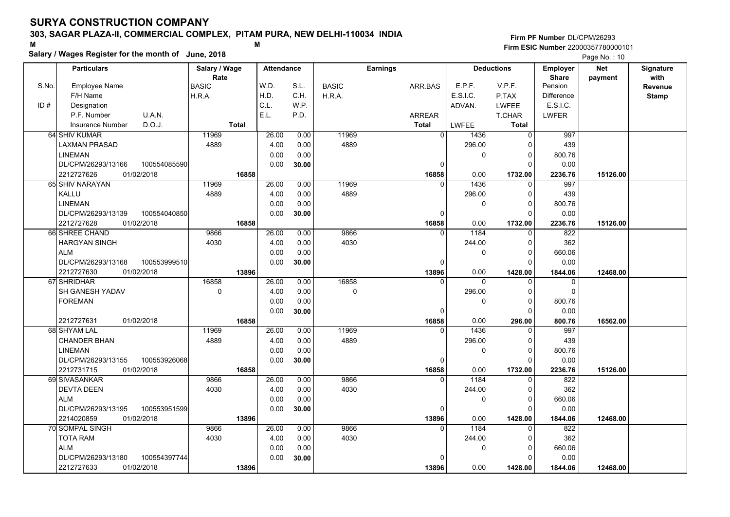# SURYA CONSTRUCTION COMPANY

## 303, SAGAR PLAZA-II, COMMERCIAL COMPLEX, PITAM PURA, NEW DELHI-110034 INDIA

**Salary / Wages Register for the month of June, 2018**

Firm PF Number DL/CPM/26293
Firm ESIC Number 22000357780000101

Page No. : 10

| S.No. | Particulars: Employee Name / F/H Name / Designation / P.F. Number, U.A.N. / Insurance Number, D.O.J. | Salary / Wage Rate: BASIC / H.R.A. / Total | Attendance: W.D. / H.D. / C.L. / E.L. | Attendance: S.L. / C.H. / W.P. / P.D. | Earnings: BASIC / H.R.A. | Earnings: ARR.BAS / ARREAR / Total | Deductions: E.P.F. / E.S.I.C. / ADVAN. / LWFEE | Deductions: V.P.F. / P.TAX / LWFEE / T.CHAR / Total | Employer Share: Pension / Difference / E.S.I.C. / LWFER | Net payment | Signature with Revenue Stamp |
|---|---|---|---|---|---|---|---|---|---|---|---|
| 64 | SHIV KUMAR / LAXMAN PRASAD / LINEMAN / DL/CPM/26293/13166, 100554085590 / 2212727626, 01/02/2018 | 11969 / 4889 / 16858 | 26.00 / 4.00 / 0.00 / 0.00 | 0.00 / 0.00 / 0.00 / 30.00 | 11969 / 4889 | 0 / 0 / 16858 | 1436 / 296.00 / 0 / 0.00 | 0 / 0 / 0 / 0 / 1732.00 | 997 / 439 / 800.76 / 0.00 / 2236.76 | 15126.00 | |
| 65 | SHIV NARAYAN / KALLU / LINEMAN / DL/CPM/26293/13139, 100554040850 / 2212727628, 01/02/2018 | 11969 / 4889 / 16858 | 26.00 / 4.00 / 0.00 / 0.00 | 0.00 / 0.00 / 0.00 / 30.00 | 11969 / 4889 | 0 / 0 / 16858 | 1436 / 296.00 / 0 / 0.00 | 0 / 0 / 0 / 0 / 1732.00 | 997 / 439 / 800.76 / 0.00 / 2236.76 | 15126.00 | |
| 66 | SHREE CHAND / HARGYAN SINGH / ALM / DL/CPM/26293/13168, 100553999510 / 2212727630, 01/02/2018 | 9866 / 4030 / 13896 | 26.00 / 4.00 / 0.00 / 0.00 | 0.00 / 0.00 / 0.00 / 30.00 | 9866 / 4030 | 0 / 0 / 13896 | 1184 / 244.00 / 0 / 0.00 | 0 / 0 / 0 / 0 / 1428.00 | 822 / 362 / 660.06 / 0.00 / 1844.06 | 12468.00 | |
| 67 | SHRIDHAR / SH GANESH YADAV / FOREMAN / / 2212727631, 01/02/2018 | 16858 / 0 / 16858 | 26.00 / 4.00 / 0.00 / 0.00 | 0.00 / 0.00 / 0.00 / 30.00 | 16858 / 0 | 0 / 0 / 16858 | 0 / 296.00 / 0 / 0.00 | 0 / 0 / 0 / 0 / 296.00 | 0 / 0 / 800.76 / 0.00 / 800.76 | 16562.00 | |
| 68 | SHYAM LAL / CHANDER BHAN / LINEMAN / DL/CPM/26293/13155, 100553926068 / 2212731715, 01/02/2018 | 11969 / 4889 / 16858 | 26.00 / 4.00 / 0.00 / 0.00 | 0.00 / 0.00 / 0.00 / 30.00 | 11969 / 4889 | 0 / 0 / 16858 | 1436 / 296.00 / 0 / 0.00 | 0 / 0 / 0 / 0 / 1732.00 | 997 / 439 / 800.76 / 0.00 / 2236.76 | 15126.00 | |
| 69 | SIVASANKAR / DEVTA DEEN / ALM / DL/CPM/26293/13195, 100553951599 / 2214020859, 01/02/2018 | 9866 / 4030 / 13896 | 26.00 / 4.00 / 0.00 / 0.00 | 0.00 / 0.00 / 0.00 / 30.00 | 9866 / 4030 | 0 / 0 / 13896 | 1184 / 244.00 / 0 / 0.00 | 0 / 0 / 0 / 0 / 1428.00 | 822 / 362 / 660.06 / 0.00 / 1844.06 | 12468.00 | |
| 70 | SOMPAL SINGH / TOTA RAM / ALM / DL/CPM/26293/13180, 100554397744 / 2212727633, 01/02/2018 | 9866 / 4030 / 13896 | 26.00 / 4.00 / 0.00 / 0.00 | 0.00 / 0.00 / 0.00 / 30.00 | 9866 / 4030 | 0 / 0 / 13896 | 1184 / 244.00 / 0 / 0.00 | 0 / 0 / 0 / 0 / 1428.00 | 822 / 362 / 660.06 / 0.00 / 1844.06 | 12468.00 | |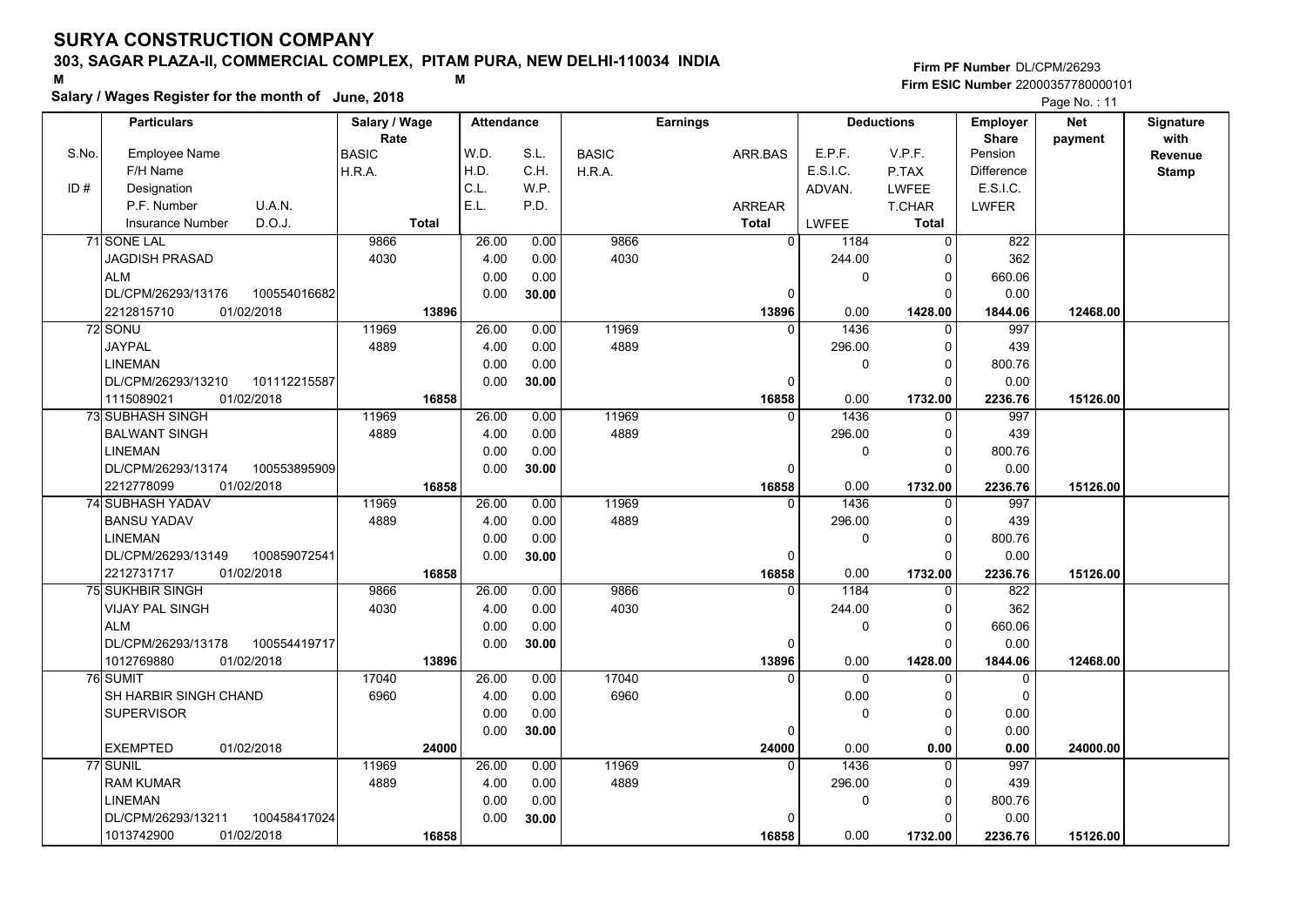# SURYA CONSTRUCTION COMPANY

## 303, SAGAR PLAZA-II, COMMERCIAL COMPLEX, PITAM PURA, NEW DELHI-110034 INDIA

M M

**Salary / Wages Register for the month of June, 2018**

**Firm PF Number** DL/CPM/26293
**Firm ESIC Number** 22000357780000101

Page No. : 11

| S.No. | Particulars: Employee Name / F/H Name / Designation / P.F. Number, U.A.N. / Insurance Number, D.O.J. | Salary / Wage Rate: BASIC / H.R.A. / Total | Attendance: W.D. / H.D. / C.L. / E.L. | Attendance: S.L. / C.H. / W.P. / P.D. | Earnings: BASIC / H.R.A. | Earnings: ARR.BAS / ARREAR / Total | Deductions: E.P.F. / E.S.I.C. / ADVAN. / LWFEE | Deductions: V.P.F. / P.TAX / LWFEE / T.CHAR / Total | Employer Share: Pension / Difference / E.S.I.C. / LWFER | Net payment | Signature with Revenue Stamp |
|---|---|---|---|---|---|---|---|---|---|---|---|
| 71 | SONE LAL / JAGDISH PRASAD / ALM / DL/CPM/26293/13176, 100554016682 / 2212815710, 01/02/2018 | 9866 / 4030 / 13896 | 26.00 / 4.00 / 0.00 / 0.00 | 0.00 / 0.00 / 0.00 / 30.00 | 9866 / 4030 | 0 / 0 / 13896 | 1184 / 244.00 / 0 / 0.00 | 0 / 0 / 0 / 0 / 1428.00 | 822 / 362 / 660.06 / 0.00 / 1844.06 | 12468.00 | |
| 72 | SONU / JAYPAL / LINEMAN / DL/CPM/26293/13210, 101112215587 / 1115089021, 01/02/2018 | 11969 / 4889 / 16858 | 26.00 / 4.00 / 0.00 / 0.00 | 0.00 / 0.00 / 0.00 / 30.00 | 11969 / 4889 | 0 / 0 / 16858 | 1436 / 296.00 / 0 / 0.00 | 0 / 0 / 0 / 0 / 1732.00 | 997 / 439 / 800.76 / 0.00 / 2236.76 | 15126.00 | |
| 73 | SUBHASH SINGH / BALWANT SINGH / LINEMAN / DL/CPM/26293/13174, 100553895909 / 2212778099, 01/02/2018 | 11969 / 4889 / 16858 | 26.00 / 4.00 / 0.00 / 0.00 | 0.00 / 0.00 / 0.00 / 30.00 | 11969 / 4889 | 0 / 0 / 16858 | 1436 / 296.00 / 0 / 0.00 | 0 / 0 / 0 / 0 / 1732.00 | 997 / 439 / 800.76 / 0.00 / 2236.76 | 15126.00 | |
| 74 | SUBHASH YADAV / BANSU YADAV / LINEMAN / DL/CPM/26293/13149, 100859072541 / 2212731717, 01/02/2018 | 11969 / 4889 / 16858 | 26.00 / 4.00 / 0.00 / 0.00 | 0.00 / 0.00 / 0.00 / 30.00 | 11969 / 4889 | 0 / 0 / 16858 | 1436 / 296.00 / 0 / 0.00 | 0 / 0 / 0 / 0 / 1732.00 | 997 / 439 / 800.76 / 0.00 / 2236.76 | 15126.00 | |
| 75 | SUKHBIR SINGH / VIJAY PAL SINGH / ALM / DL/CPM/26293/13178, 100554419717 / 1012769880, 01/02/2018 | 9866 / 4030 / 13896 | 26.00 / 4.00 / 0.00 / 0.00 | 0.00 / 0.00 / 0.00 / 30.00 | 9866 / 4030 | 0 / 0 / 13896 | 1184 / 244.00 / 0 / 0.00 | 0 / 0 / 0 / 0 / 1428.00 | 822 / 362 / 660.06 / 0.00 / 1844.06 | 12468.00 | |
| 76 | SUMIT / SH HARBIR SINGH CHAND / SUPERVISOR / / EXEMPTED, 01/02/2018 | 17040 / 6960 / 24000 | 26.00 / 4.00 / 0.00 / 0.00 | 0.00 / 0.00 / 0.00 / 30.00 | 17040 / 6960 | 0 / 0 / 24000 | 0 / 0.00 / 0 / 0.00 | 0 / 0 / 0 / 0 / 0.00 | 0 / 0 / 0.00 / 0.00 / 0.00 | 24000.00 | |
| 77 | SUNIL / RAM KUMAR / LINEMAN / DL/CPM/26293/13211, 100458417024 / 1013742900, 01/02/2018 | 11969 / 4889 / 16858 | 26.00 / 4.00 / 0.00 / 0.00 | 0.00 / 0.00 / 0.00 / 30.00 | 11969 / 4889 | 0 / 0 / 16858 | 1436 / 296.00 / 0 / 0.00 | 0 / 0 / 0 / 0 / 1732.00 | 997 / 439 / 800.76 / 0.00 / 2236.76 | 15126.00 | |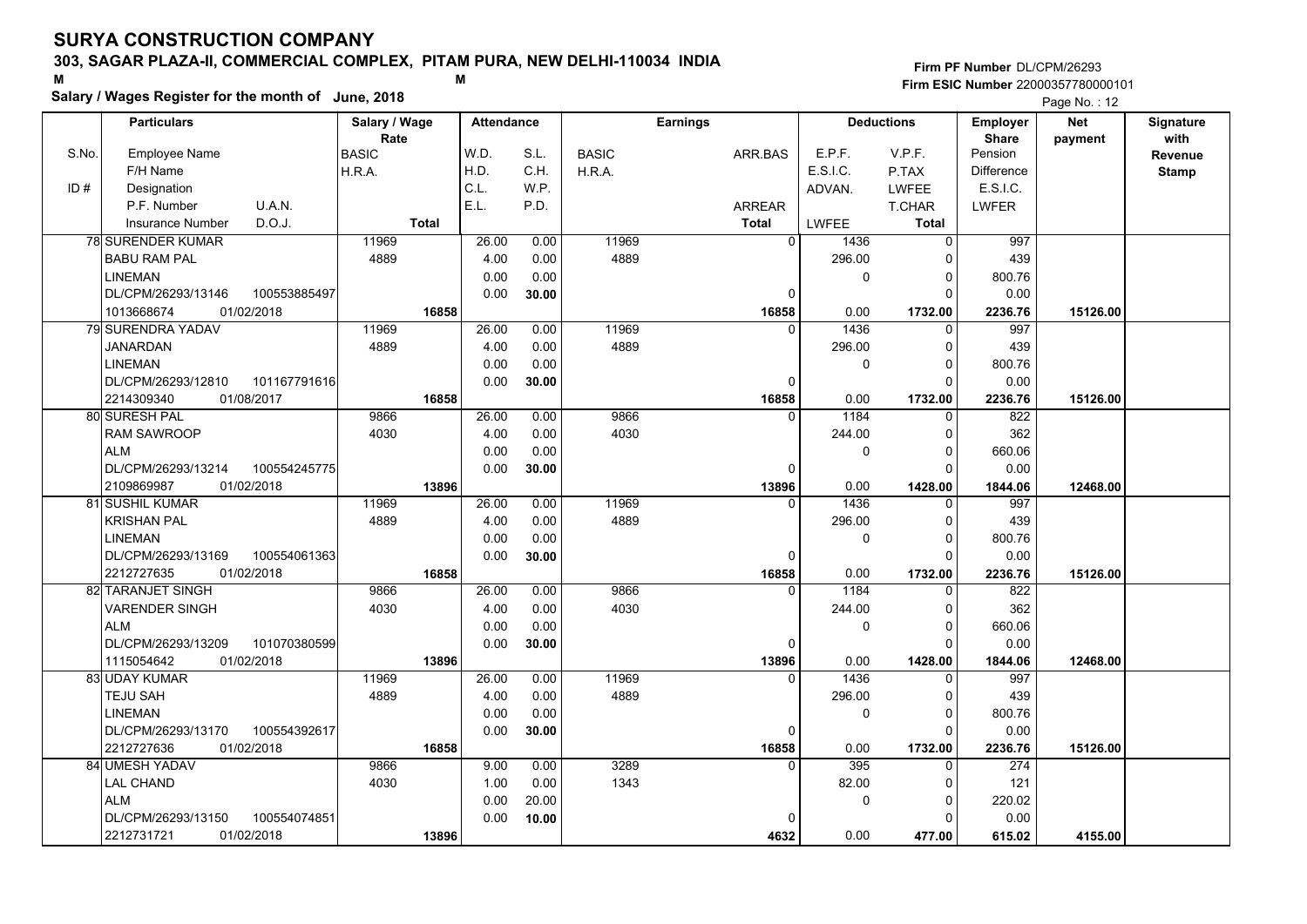# SURYA CONSTRUCTION COMPANY

## 303, SAGAR PLAZA-II, COMMERCIAL COMPLEX, PITAM PURA, NEW DELHI-110034 INDIA

M M

**Salary / Wages Register for the month of June, 2018**

**Firm PF Number** DL/CPM/26293
**Firm ESIC Number** 22000357780000101

| S.No. / ID # | Particulars: Employee Name / F/H Name / Designation / P.F. Number, U.A.N. / Insurance Number, D.O.J. | Salary / Wage Rate: BASIC / H.R.A. / Total | Attendance: W.D. / H.D. / C.L. / E.L. | Attendance: S.L. / C.H. / W.P. / P.D. | Earnings: BASIC / H.R.A. | Earnings: ARR.BAS / ARREAR / Total | Deductions: E.P.F. / E.S.I.C. / ADVAN. / LWFEE | Deductions: V.P.F. / P.TAX / LWFEE / T.CHAR / Total | Employer Share: Pension / Difference / E.S.I.C. / LWFER | Net payment | Signature with Revenue Stamp |
|---|---|---|---|---|---|---|---|---|---|---|---|
| 78 | SURENDER KUMAR<br>BABU RAM PAL<br>LINEMAN<br>DL/CPM/26293/13146 100553885497<br>1013668674 01/02/2018 | 11969<br>4889<br>16858 | 26.00<br>4.00<br>0.00<br>0.00 | 0.00<br>0.00<br>0.00<br>30.00 | 11969<br>4889 | 0<br>0<br>16858 | 1436<br>296.00<br>0<br>0.00 | 0<br>0<br>0<br>0<br>1732.00 | 997<br>439<br>800.76<br>0.00<br>2236.76 | 15126.00 | |
| 79 | SURENDRA YADAV<br>JANARDAN<br>LINEMAN<br>DL/CPM/26293/12810 101167791616<br>2214309340 01/08/2017 | 11969<br>4889<br>16858 | 26.00<br>4.00<br>0.00<br>0.00 | 0.00<br>0.00<br>0.00<br>30.00 | 11969<br>4889 | 0<br>0<br>16858 | 1436<br>296.00<br>0<br>0.00 | 0<br>0<br>0<br>0<br>1732.00 | 997<br>439<br>800.76<br>0.00<br>2236.76 | 15126.00 | |
| 80 | SURESH PAL<br>RAM SAWROOP<br>ALM<br>DL/CPM/26293/13214 100554245775<br>2109869987 01/02/2018 | 9866<br>4030<br>13896 | 26.00<br>4.00<br>0.00<br>0.00 | 0.00<br>0.00<br>0.00<br>30.00 | 9866<br>4030 | 0<br>0<br>13896 | 1184<br>244.00<br>0<br>0.00 | 0<br>0<br>0<br>0<br>1428.00 | 822<br>362<br>660.06<br>0.00<br>1844.06 | 12468.00 | |
| 81 | SUSHIL KUMAR<br>KRISHAN PAL<br>LINEMAN<br>DL/CPM/26293/13169 100554061363<br>2212727635 01/02/2018 | 11969<br>4889<br>16858 | 26.00<br>4.00<br>0.00<br>0.00 | 0.00<br>0.00<br>0.00<br>30.00 | 11969<br>4889 | 0<br>0<br>16858 | 1436<br>296.00<br>0<br>0.00 | 0<br>0<br>0<br>0<br>1732.00 | 997<br>439<br>800.76<br>0.00<br>2236.76 | 15126.00 | |
| 82 | TARANJET SINGH<br>VARENDER SINGH<br>ALM<br>DL/CPM/26293/13209 101070380599<br>1115054642 01/02/2018 | 9866<br>4030<br>13896 | 26.00<br>4.00<br>0.00<br>0.00 | 0.00<br>0.00<br>0.00<br>30.00 | 9866<br>4030 | 0<br>0<br>13896 | 1184<br>244.00<br>0<br>0.00 | 0<br>0<br>0<br>0<br>1428.00 | 822<br>362<br>660.06<br>0.00<br>1844.06 | 12468.00 | |
| 83 | UDAY KUMAR<br>TEJU SAH<br>LINEMAN<br>DL/CPM/26293/13170 100554392617<br>2212727636 01/02/2018 | 11969<br>4889<br>16858 | 26.00<br>4.00<br>0.00<br>0.00 | 0.00<br>0.00<br>0.00<br>30.00 | 11969<br>4889 | 0<br>0<br>16858 | 1436<br>296.00<br>0<br>0.00 | 0<br>0<br>0<br>0<br>1732.00 | 997<br>439<br>800.76<br>0.00<br>2236.76 | 15126.00 | |
| 84 | UMESH YADAV<br>LAL CHAND<br>ALM<br>DL/CPM/26293/13150 100554074851<br>2212731721 01/02/2018 | 9866<br>4030<br>13896 | 9.00<br>1.00<br>0.00<br>0.00 | 0.00<br>0.00<br>20.00<br>10.00 | 3289<br>1343 | 0<br>0<br>4632 | 395<br>82.00<br>0<br>0.00 | 0<br>0<br>0<br>0<br>477.00 | 274<br>121<br>220.02<br>0.00<br>615.02 | 4155.00 | |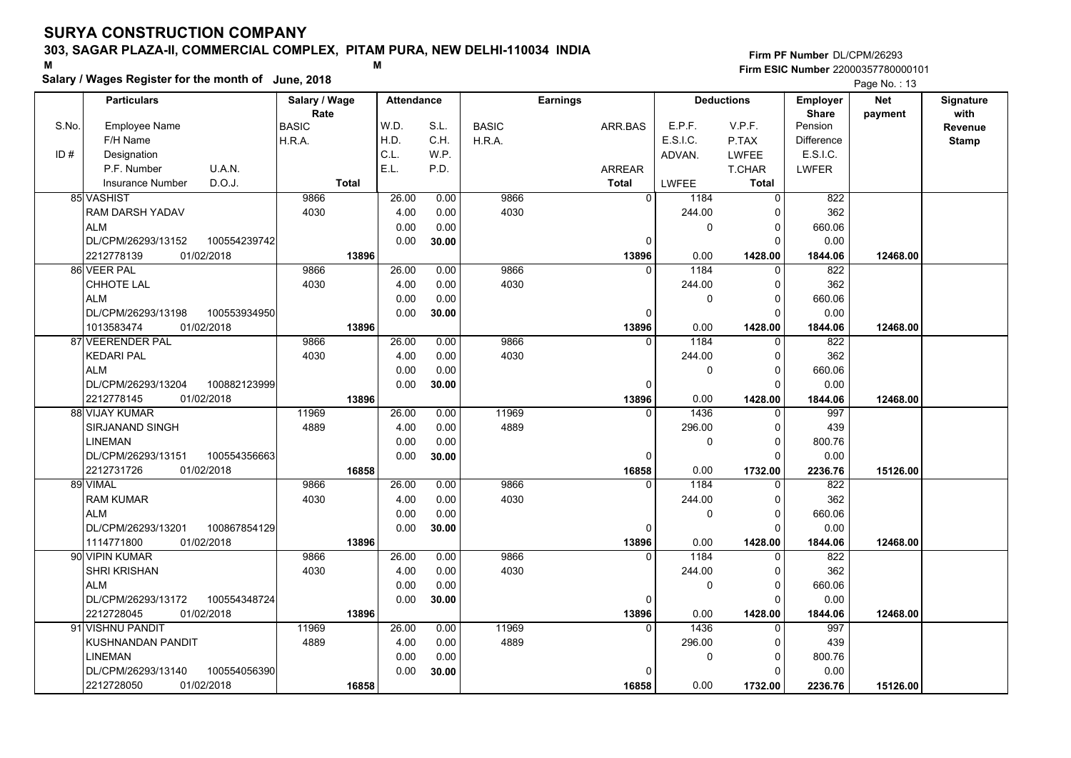# SURYA CONSTRUCTION COMPANY

**303, SAGAR PLAZA-II, COMMERCIAL COMPLEX, PITAM PURA, NEW DELHI-110034 INDIA**

**Salary / Wages Register for the month of June, 2018**

**Firm PF Number** DL/CPM/26293
**Firm ESIC Number** 22000357780000101

| S.No. / ID # | Employee Name / F/H Name / Designation / P.F. Number / U.A.N. / Insurance Number / D.O.J. | Salary / Wage Rate: BASIC / H.R.A. / Total | Attendance: W.D. / H.D. / C.L. / E.L. | Attendance: S.L. / C.H. / W.P. / P.D. | Earnings: BASIC / H.R.A. | Earnings: ARR.BAS / ARREAR / Total | Deductions: E.P.F. / E.S.I.C. / ADVAN. / LWFEE | Deductions: V.P.F. / P.TAX / LWFEE / T.CHAR / Total | Employer Share: Pension / Difference / E.S.I.C. / LWFER | Net payment | Signature with Revenue Stamp |
|---|---|---|---|---|---|---|---|---|---|---|---|
| 85 | VASHIST / RAM DARSH YADAV / ALM / DL/CPM/26293/13152 / 100554239742 / 2212778139 / 01/02/2018 | 9866 / 4030 / **13896** | 26.00 / 4.00 / 0.00 / 0.00 | 0.00 / 0.00 / 0.00 / **30.00** | 9866 / 4030 | 0 / 0 / **13896** | 1184 / 244.00 / 0 / 0.00 | 0 / 0 / 0 / 0 / **1428.00** | 822 / 362 / 660.06 / 0.00 / **1844.06** | **12468.00** | |
| 86 | VEER PAL / CHHOTE LAL / ALM / DL/CPM/26293/13198 / 100553934950 / 1013583474 / 01/02/2018 | 9866 / 4030 / **13896** | 26.00 / 4.00 / 0.00 / 0.00 | 0.00 / 0.00 / 0.00 / **30.00** | 9866 / 4030 | 0 / 0 / **13896** | 1184 / 244.00 / 0 / 0.00 | 0 / 0 / 0 / 0 / **1428.00** | 822 / 362 / 660.06 / 0.00 / **1844.06** | **12468.00** | |
| 87 | VEERENDER PAL / KEDARI PAL / ALM / DL/CPM/26293/13204 / 100882123999 / 2212778145 / 01/02/2018 | 9866 / 4030 / **13896** | 26.00 / 4.00 / 0.00 / 0.00 | 0.00 / 0.00 / 0.00 / **30.00** | 9866 / 4030 | 0 / 0 / **13896** | 1184 / 244.00 / 0 / 0.00 | 0 / 0 / 0 / 0 / **1428.00** | 822 / 362 / 660.06 / 0.00 / **1844.06** | **12468.00** | |
| 88 | VIJAY KUMAR / SIRJANAND SINGH / LINEMAN / DL/CPM/26293/13151 / 100554356663 / 2212731726 / 01/02/2018 | 11969 / 4889 / **16858** | 26.00 / 4.00 / 0.00 / 0.00 | 0.00 / 0.00 / 0.00 / **30.00** | 11969 / 4889 | 0 / 0 / **16858** | 1436 / 296.00 / 0 / 0.00 | 0 / 0 / 0 / 0 / **1732.00** | 997 / 439 / 800.76 / 0.00 / **2236.76** | **15126.00** | |
| 89 | VIMAL / RAM KUMAR / ALM / DL/CPM/26293/13201 / 100867854129 / 1114771800 / 01/02/2018 | 9866 / 4030 / **13896** | 26.00 / 4.00 / 0.00 / 0.00 | 0.00 / 0.00 / 0.00 / **30.00** | 9866 / 4030 | 0 / 0 / **13896** | 1184 / 244.00 / 0 / 0.00 | 0 / 0 / 0 / 0 / **1428.00** | 822 / 362 / 660.06 / 0.00 / **1844.06** | **12468.00** | |
| 90 | VIPIN KUMAR / SHRI KRISHAN / ALM / DL/CPM/26293/13172 / 100554348724 / 2212728045 / 01/02/2018 | 9866 / 4030 / **13896** | 26.00 / 4.00 / 0.00 / 0.00 | 0.00 / 0.00 / 0.00 / **30.00** | 9866 / 4030 | 0 / 0 / **13896** | 1184 / 244.00 / 0 / 0.00 | 0 / 0 / 0 / 0 / **1428.00** | 822 / 362 / 660.06 / 0.00 / **1844.06** | **12468.00** | |
| 91 | VISHNU PANDIT / KUSHNANDAN PANDIT / LINEMAN / DL/CPM/26293/13140 / 100554056390 / 2212728050 / 01/02/2018 | 11969 / 4889 / **16858** | 26.00 / 4.00 / 0.00 / 0.00 | 0.00 / 0.00 / 0.00 / **30.00** | 11969 / 4889 | 0 / 0 / **16858** | 1436 / 296.00 / 0 / 0.00 | 0 / 0 / 0 / 0 / **1732.00** | 997 / 439 / 800.76 / 0.00 / **2236.76** | **15126.00** | |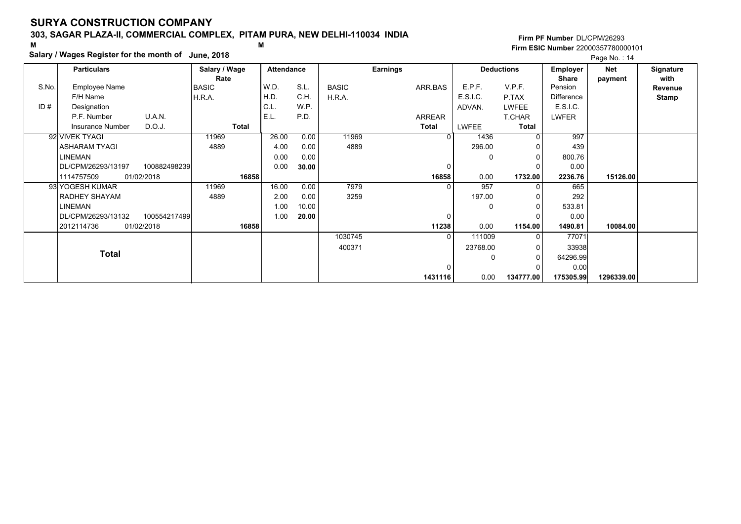# SURYA CONSTRUCTION COMPANY

**303, SAGAR PLAZA-II, COMMERCIAL COMPLEX, PITAM PURA, NEW DELHI-110034 INDIA**

M M

**Salary / Wages Register for the month of June, 2018**

**Firm PF Number** DL/CPM/26293
**Firm ESIC Number** 22000357780000101

Page No. : 14

| S.No. / ID # | Particulars | | Salary / Wage Rate | Attendance | | Earnings | | Deductions | | Employer Share | Net payment | Signature with Revenue Stamp |
|---|---|---|---|---|---|---|---|---|---|---|---|---|
| S.No. | Employee Name | | BASIC | W.D. | S.L. | BASIC | ARR.BAS | E.P.F. | V.P.F. | Pension | | |
| | F/H Name | | H.R.A. | H.D. | C.H. | H.R.A. | | E.S.I.C. | P.TAX | Difference | | |
| ID # | Designation | | | C.L. | W.P. | | | ADVAN. | LWFEE | E.S.I.C. | | |
| | P.F. Number | U.A.N. | | E.L. | P.D. | | ARREAR | | T.CHAR | LWFER | | |
| | Insurance Number | D.O.J. | Total | | | | Total | LWFEE | Total | | | |
| 92 | VIVEK TYAGI | | 11969 | 26.00 | 0.00 | 11969 | 0 | 1436 | 0 | 997 | | |
| | ASHARAM TYAGI | | 4889 | 4.00 | 0.00 | 4889 | | 296.00 | 0 | 439 | | |
| | LINEMAN | | | 0.00 | 0.00 | | | 0 | 0 | 800.76 | | |
| | DL/CPM/26293/13197 | 100882498239 | | 0.00 | **30.00** | | 0 | | 0 | 0.00 | | |
| | 1114757509 | 01/02/2018 | **16858** | | | | **16858** | 0.00 | **1732.00** | **2236.76** | **15126.00** | |
| 93 | YOGESH KUMAR | | 11969 | 16.00 | 0.00 | 7979 | 0 | 957 | 0 | 665 | | |
| | RADHEY SHAYAM | | 4889 | 2.00 | 0.00 | 3259 | | 197.00 | 0 | 292 | | |
| | LINEMAN | | | 1.00 | 10.00 | | | 0 | 0 | 533.81 | | |
| | DL/CPM/26293/13132 | 100554217499 | | 1.00 | **20.00** | | 0 | | 0 | 0.00 | | |
| | 2012114736 | 01/02/2018 | **16858** | | | | **11238** | 0.00 | **1154.00** | **1490.81** | **10084.00** | |
| | | | | | | 1030745 | 0 | 111009 | 0 | 77071 | | |
| | **Total** | | | | | 400371 | | 23768.00 | 0 | 33938 | | |
| | | | | | | | | 0 | 0 | 64296.99 | | |
| | | | | | | | 0 | | 0 | 0.00 | | |
| | | | | | | | **1431116** | 0.00 | **134777.00** | **175305.99** | **1296339.00** | |